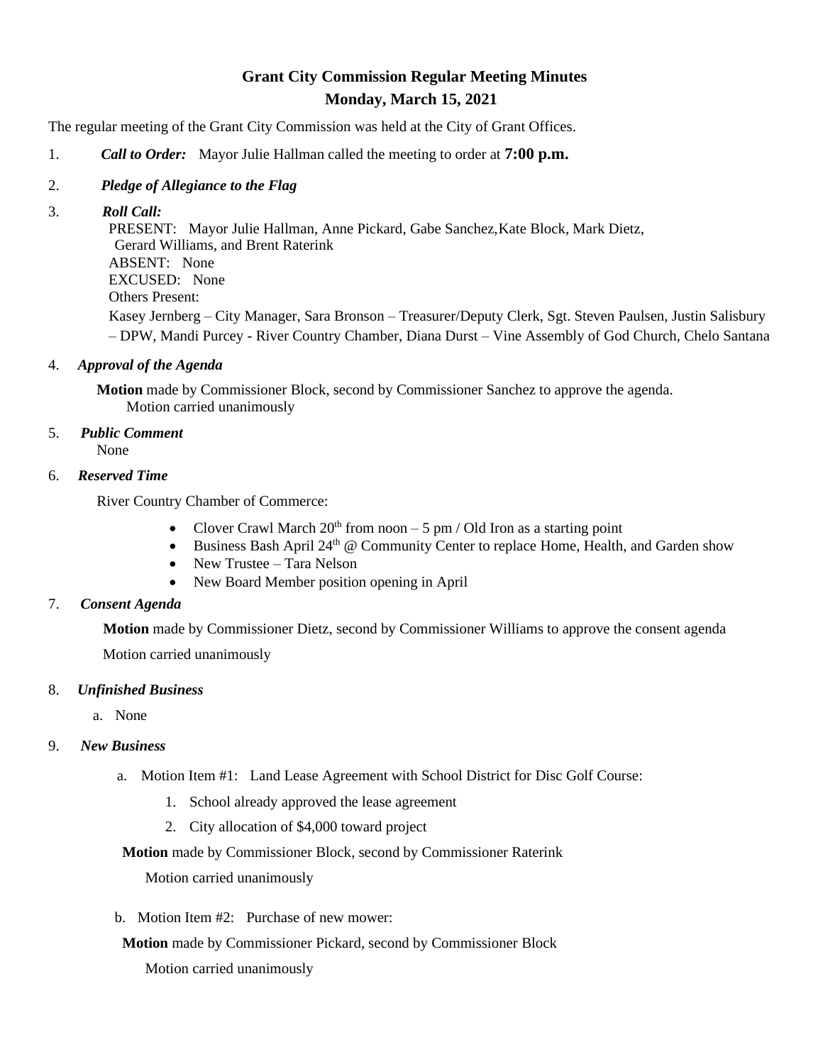# Grant City Commission Regular Meeting Minutes
## Monday, March 15, 2021

The regular meeting of the Grant City Commission was held at the City of Grant Offices.

1. ***Call to Order:*** Mayor Julie Hallman called the meeting to order at **7:00 p.m.**

2. ***Pledge of Allegiance to the Flag***

3. ***Roll Call:***
   PRESENT: Mayor Julie Hallman, Anne Pickard, Gabe Sanchez,Kate Block, Mark Dietz, Gerard Williams, and Brent Raterink
   ABSENT: None
   EXCUSED: None
   Others Present:
   Kasey Jernberg – City Manager, Sara Bronson – Treasurer/Deputy Clerk, Sgt. Steven Paulsen, Justin Salisbury – DPW, Mandi Purcey - River Country Chamber, Diana Durst – Vine Assembly of God Church, Chelo Santana

4. ***Approval of the Agenda***

   **Motion** made by Commissioner Block, second by Commissioner Sanchez to approve the agenda.
   Motion carried unanimously

5. ***Public Comment***
   None

6. ***Reserved Time***

   River Country Chamber of Commerce:

   - Clover Crawl March 20th from noon – 5 pm / Old Iron as a starting point
   - Business Bash April 24th @ Community Center to replace Home, Health, and Garden show
   - New Trustee – Tara Nelson
   - New Board Member position opening in April

7. ***Consent Agenda***

   **Motion** made by Commissioner Dietz, second by Commissioner Williams to approve the consent agenda

   Motion carried unanimously

8. ***Unfinished Business***

   a. None

9. ***New Business***

   a. Motion Item #1: Land Lease Agreement with School District for Disc Golf Course:

      1. School already approved the lease agreement
      2. City allocation of $4,000 toward project

   **Motion** made by Commissioner Block, second by Commissioner Raterink

   Motion carried unanimously

   b. Motion Item #2: Purchase of new mower:

   **Motion** made by Commissioner Pickard, second by Commissioner Block

   Motion carried unanimously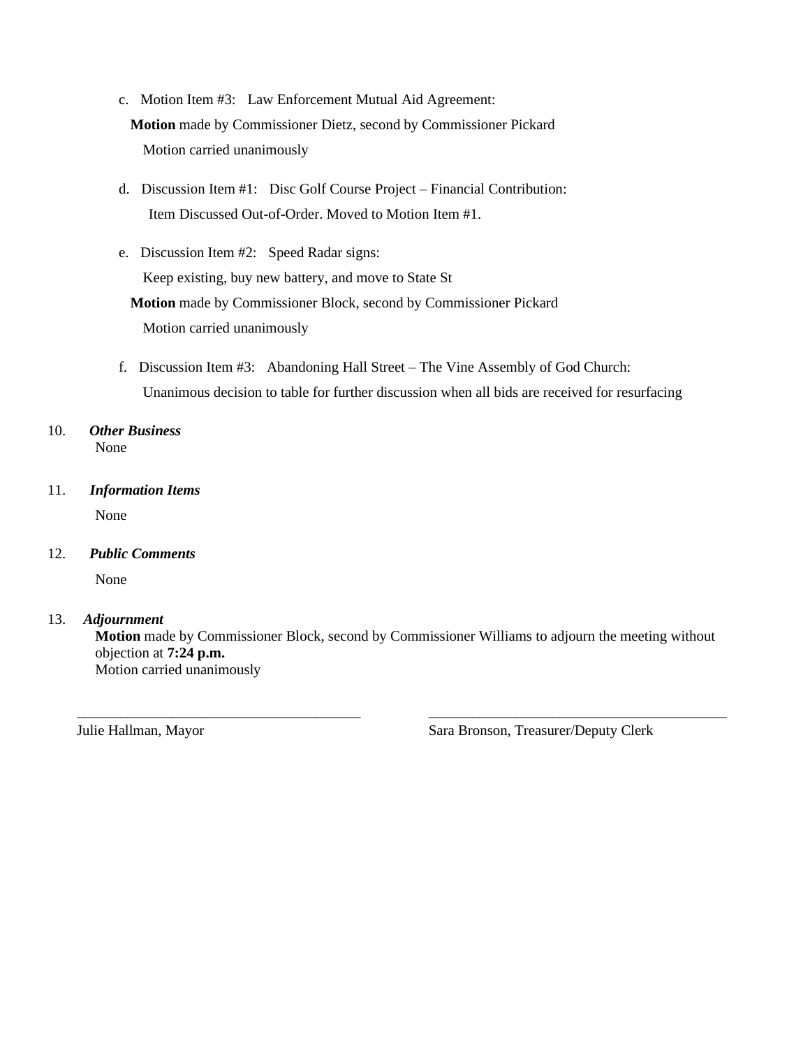c. Motion Item #3: Law Enforcement Mutual Aid Agreement:

**Motion** made by Commissioner Dietz, second by Commissioner Pickard

Motion carried unanimously

d. Discussion Item #1: Disc Golf Course Project – Financial Contribution:

Item Discussed Out-of-Order. Moved to Motion Item #1.

e. Discussion Item #2: Speed Radar signs:

Keep existing, buy new battery, and move to State St

**Motion** made by Commissioner Block, second by Commissioner Pickard

Motion carried unanimously

f. Discussion Item #3: Abandoning Hall Street – The Vine Assembly of God Church:

Unanimous decision to table for further discussion when all bids are received for resurfacing

10. ***Other Business***

None

11. ***Information Items***

None

12. ***Public Comments***

None

13. ***Adjournment***

**Motion** made by Commissioner Block, second by Commissioner Williams to adjourn the meeting without objection at **7:24 p.m.**

Motion carried unanimously

\_\_\_\_\_\_\_\_\_\_\_\_\_\_\_\_\_\_\_\_\_\_\_\_\_\_\_\_\_\_\_\_\_\_\_\_\_\_\_\_
Julie Hallman, Mayor

\_\_\_\_\_\_\_\_\_\_\_\_\_\_\_\_\_\_\_\_\_\_\_\_\_\_\_\_\_\_\_\_\_\_\_\_\_\_\_\_\_\_\_
Sara Bronson, Treasurer/Deputy Clerk